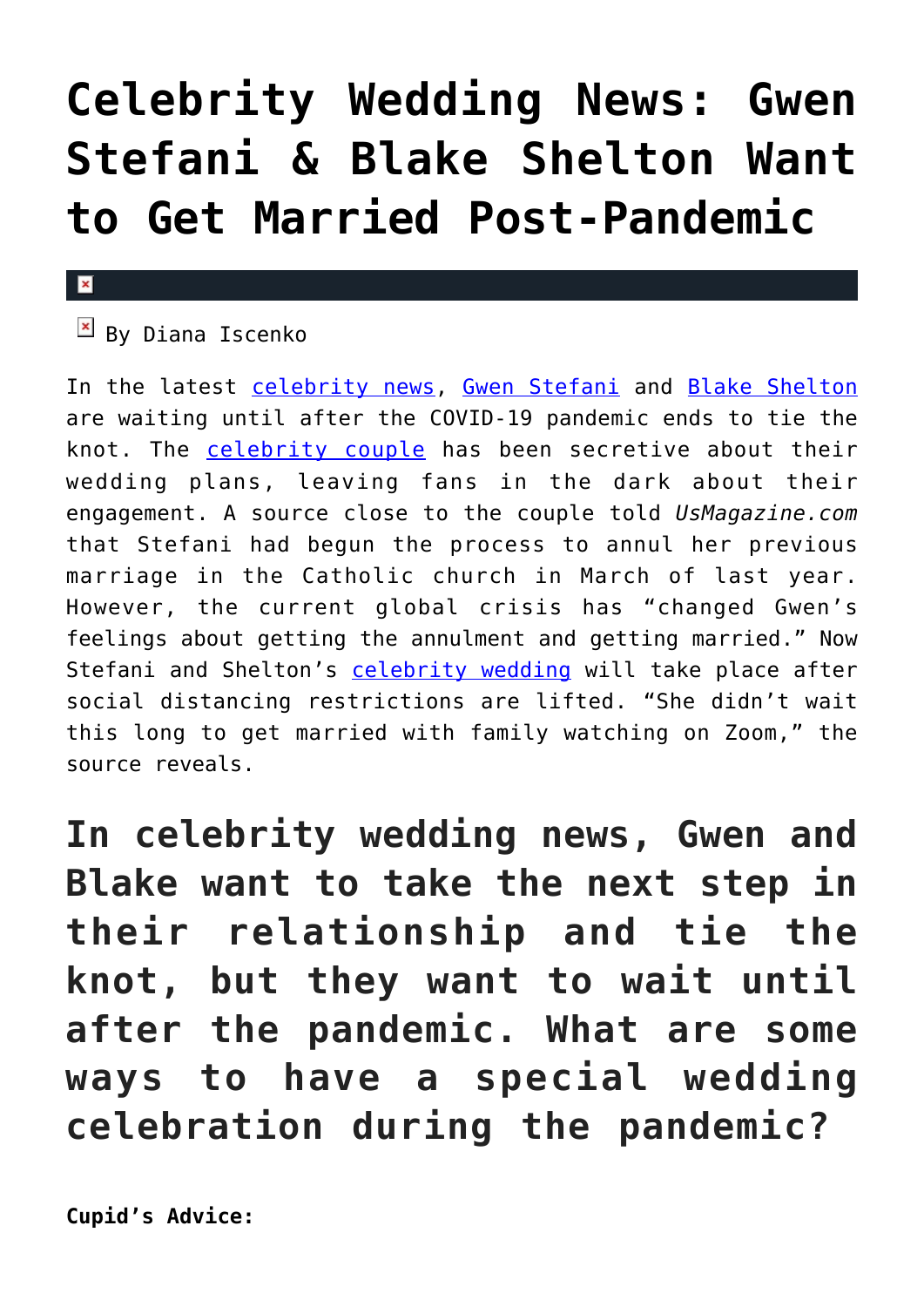# Celebrity Wedding News: Gwen Stefani & Blake Shelton Want to Get Married Post-Pandemic

By Diana Iscenko

In the latest celebrity news, Gwen Stefani and Blake Shelton are waiting until after the COVID-19 pandemic ends to tie the knot. The celebrity couple has been secretive about their wedding plans, leaving fans in the dark about their engagement. A source close to the couple told *UsMagazine.com* that Stefani had begun the process to annul her previous marriage in the Catholic church in March of last year. However, the current global crisis has "changed Gwen's feelings about getting the annulment and getting married." Now Stefani and Shelton's celebrity wedding will take place after social distancing restrictions are lifted. "She didn't wait this long to get married with family watching on Zoom," the source reveals.

## In celebrity wedding news, Gwen and Blake want to take the next step in their relationship and tie the knot, but they want to wait until after the pandemic. What are some ways to have a special wedding celebration during the pandemic?

**Cupid's Advice:**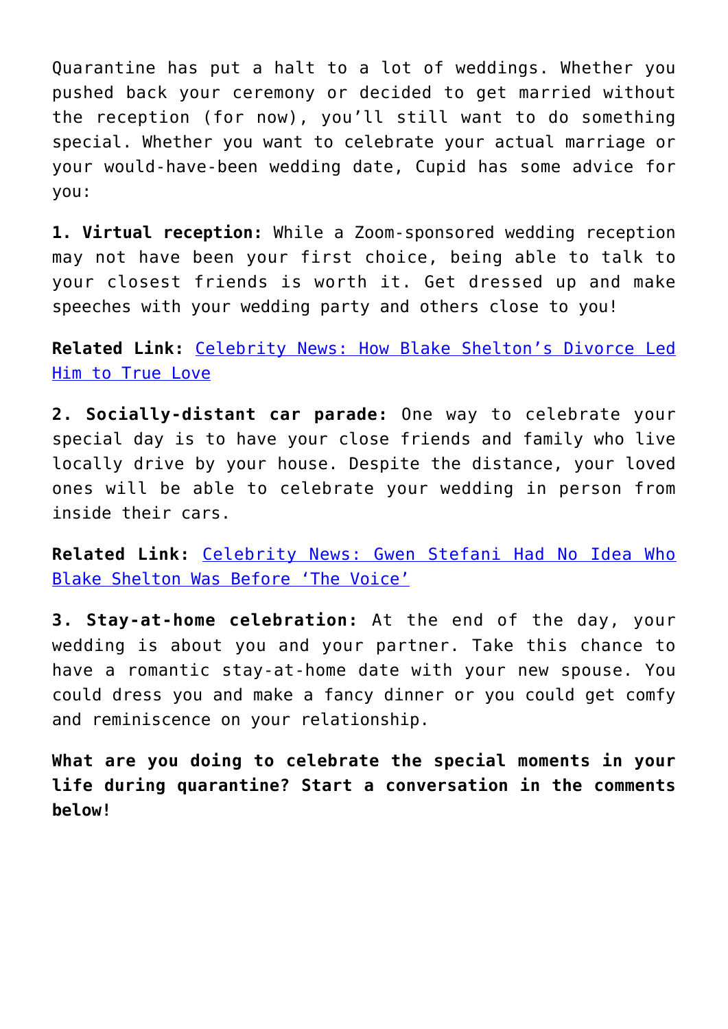Quarantine has put a halt to a lot of weddings. Whether you pushed back your ceremony or decided to get married without the reception (for now), you'll still want to do something special. Whether you want to celebrate your actual marriage or your would-have-been wedding date, Cupid has some advice for you:

**1. Virtual reception:** While a Zoom-sponsored wedding reception may not have been your first choice, being able to talk to your closest friends is worth it. Get dressed up and make speeches with your wedding party and others close to you!

**Related Link:** Celebrity News: How Blake Shelton's Divorce Led Him to True Love

**2. Socially-distant car parade:** One way to celebrate your special day is to have your close friends and family who live locally drive by your house. Despite the distance, your loved ones will be able to celebrate your wedding in person from inside their cars.

**Related Link:** Celebrity News: Gwen Stefani Had No Idea Who Blake Shelton Was Before 'The Voice'

**3. Stay-at-home celebration:** At the end of the day, your wedding is about you and your partner. Take this chance to have a romantic stay-at-home date with your new spouse. You could dress you and make a fancy dinner or you could get comfy and reminiscence on your relationship.

**What are you doing to celebrate the special moments in your life during quarantine? Start a conversation in the comments below!**